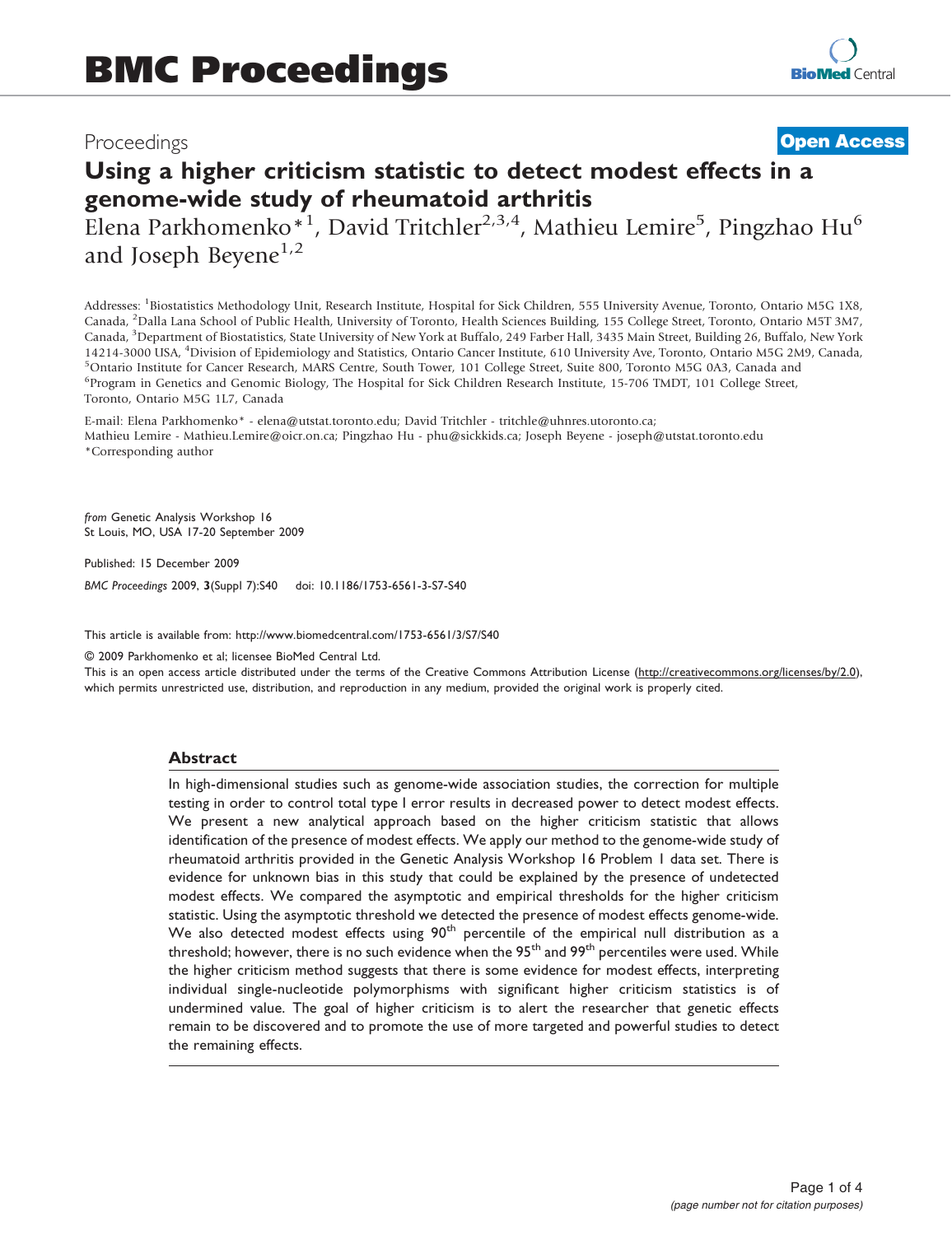# BMC Proceedings

Proceedings

**Open Access**

# Using a higher criticism statistic to detect modest effects in a genome-wide study of rheumatoid arthritis

Elena Parkhomenko*[1], David Tritchler[2,3,4], Mathieu Lemire[5], Pingzhao Hu[6] and Joseph Beyene[1,2]

Addresses: [1]Biostatistics Methodology Unit, Research Institute, Hospital for Sick Children, 555 University Avenue, Toronto, Ontario M5G 1X8, Canada, [2]Dalla Lana School of Public Health, University of Toronto, Health Sciences Building, 155 College Street, Toronto, Ontario M5T 3M7, Canada, [3]Department of Biostatistics, State University of New York at Buffalo, 249 Farber Hall, 3435 Main Street, Building 26, Buffalo, New York 14214-3000 USA, [4]Division of Epidemiology and Statistics, Ontario Cancer Institute, 610 University Ave, Toronto, Ontario M5G 2M9, Canada, [5]Ontario Institute for Cancer Research, MARS Centre, South Tower, 101 College Street, Suite 800, Toronto M5G 0A3, Canada and [6]Program in Genetics and Genomic Biology, The Hospital for Sick Children Research Institute, 15-706 TMDT, 101 College Street, Toronto, Ontario M5G 1L7, Canada

E-mail: Elena Parkhomenko* - elena@utstat.toronto.edu; David Tritchler - tritchle@uhnres.utoronto.ca; Mathieu Lemire - Mathieu.Lemire@oicr.on.ca; Pingzhao Hu - phu@sickkids.ca; Joseph Beyene - joseph@utstat.toronto.edu
*Corresponding author

*from* Genetic Analysis Workshop 16
St Louis, MO, USA 17-20 September 2009

Published: 15 December 2009

*BMC Proceedings* 2009, **3**(Suppl 7):S40 doi: 10.1186/1753-6561-3-S7-S40

This article is available from: http://www.biomedcentral.com/1753-6561/3/S7/S40

© 2009 Parkhomenko et al; licensee BioMed Central Ltd.
This is an open access article distributed under the terms of the Creative Commons Attribution License (http://creativecommons.org/licenses/by/2.0), which permits unrestricted use, distribution, and reproduction in any medium, provided the original work is properly cited.

## Abstract

In high-dimensional studies such as genome-wide association studies, the correction for multiple testing in order to control total type I error results in decreased power to detect modest effects. We present a new analytical approach based on the higher criticism statistic that allows identification of the presence of modest effects. We apply our method to the genome-wide study of rheumatoid arthritis provided in the Genetic Analysis Workshop 16 Problem 1 data set. There is evidence for unknown bias in this study that could be explained by the presence of undetected modest effects. We compared the asymptotic and empirical thresholds for the higher criticism statistic. Using the asymptotic threshold we detected the presence of modest effects genome-wide. We also detected modest effects using 90$^{th}$ percentile of the empirical null distribution as a threshold; however, there is no such evidence when the 95$^{th}$ and 99$^{th}$ percentiles were used. While the higher criticism method suggests that there is some evidence for modest effects, interpreting individual single-nucleotide polymorphisms with significant higher criticism statistics is of undermined value. The goal of higher criticism is to alert the researcher that genetic effects remain to be discovered and to promote the use of more targeted and powerful studies to detect the remaining effects.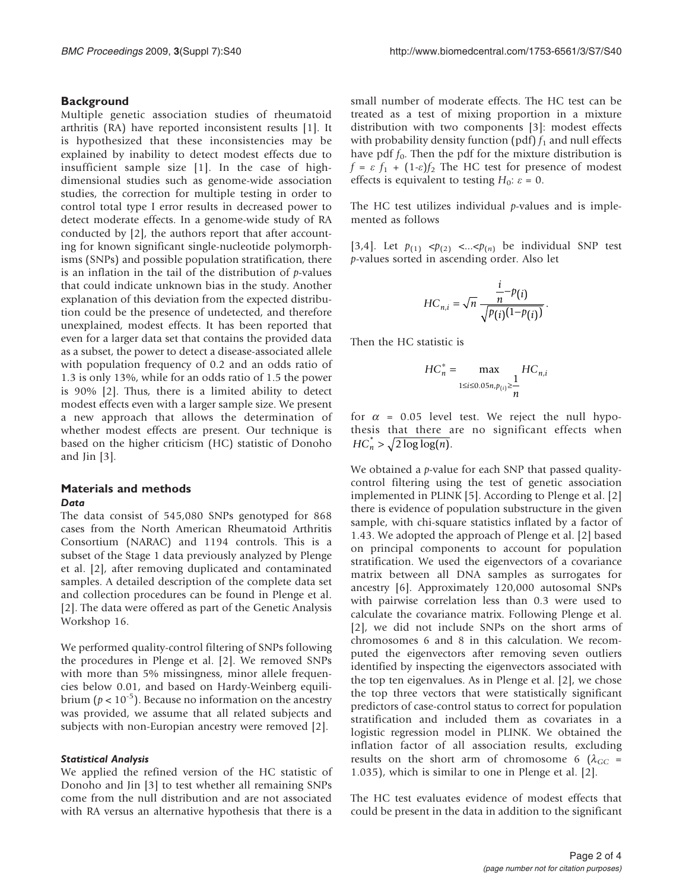## Background

Multiple genetic association studies of rheumatoid arthritis (RA) have reported inconsistent results [1]. It is hypothesized that these inconsistencies may be explained by inability to detect modest effects due to insufficient sample size [1]. In the case of high-dimensional studies such as genome-wide association studies, the correction for multiple testing in order to control total type I error results in decreased power to detect moderate effects. In a genome-wide study of RA conducted by [2], the authors report that after accounting for known significant single-nucleotide polymorphisms (SNPs) and possible population stratification, there is an inflation in the tail of the distribution of *p*-values that could indicate unknown bias in the study. Another explanation of this deviation from the expected distribution could be the presence of undetected, and therefore unexplained, modest effects. It has been reported that even for a larger data set that contains the provided data as a subset, the power to detect a disease-associated allele with population frequency of 0.2 and an odds ratio of 1.3 is only 13%, while for an odds ratio of 1.5 the power is 90% [2]. Thus, there is a limited ability to detect modest effects even with a larger sample size. We present a new approach that allows the determination of whether modest effects are present. Our technique is based on the higher criticism (HC) statistic of Donoho and Jin [3].

## Materials and methods

### Data

The data consist of 545,080 SNPs genotyped for 868 cases from the North American Rheumatoid Arthritis Consortium (NARAC) and 1194 controls. This is a subset of the Stage 1 data previously analyzed by Plenge et al. [2], after removing duplicated and contaminated samples. A detailed description of the complete data set and collection procedures can be found in Plenge et al. [2]. The data were offered as part of the Genetic Analysis Workshop 16.

We performed quality-control filtering of SNPs following the procedures in Plenge et al. [2]. We removed SNPs with more than 5% missingness, minor allele frequencies below 0.01, and based on Hardy-Weinberg equilibrium ($p < 10^{-5}$). Because no information on the ancestry was provided, we assume that all related subjects and subjects with non-Europian ancestry were removed [2].

### Statistical Analysis

We applied the refined version of the HC statistic of Donoho and Jin [3] to test whether all remaining SNPs come from the null distribution and are not associated with RA versus an alternative hypothesis that there is a small number of moderate effects. The HC test can be treated as a test of mixing proportion in a mixture distribution with two components [3]: modest effects with probability density function (pdf) $f_1$ and null effects have pdf $f_0$. Then the pdf for the mixture distribution is $f = \varepsilon f_1 + (1\text{-}\varepsilon)f_2$ The HC test for presence of modest effects is equivalent to testing $H_0$: $\varepsilon = 0$.

The HC test utilizes individual *p*-values and is implemented as follows

[3,4]. Let $p_{(1)} < p_{(2)} < ... < p_{(n)}$ be individual SNP test *p*-values sorted in ascending order. Also let

$$HC_{n,i} = \sqrt{n}\,\frac{\frac{i}{n} - p_{(i)}}{\sqrt{p_{(i)}(1-p_{(i)})}}.$$

Then the HC statistic is

$$HC_n^* = \max_{1 \le i \le 0.05n,\, p_{(i)} \ge \frac{1}{n}} HC_{n,i}$$

for $\alpha = 0.05$ level test. We reject the null hypothesis that there are no significant effects when $HC_n^* > \sqrt{2\log\log(n)}$.

We obtained a *p*-value for each SNP that passed quality-control filtering using the test of genetic association implemented in PLINK [5]. According to Plenge et al. [2] there is evidence of population substructure in the given sample, with chi-square statistics inflated by a factor of 1.43. We adopted the approach of Plenge et al. [2] based on principal components to account for population stratification. We used the eigenvectors of a covariance matrix between all DNA samples as surrogates for ancestry [6]. Approximately 120,000 autosomal SNPs with pairwise correlation less than 0.3 were used to calculate the covariance matrix. Following Plenge et al. [2], we did not include SNPs on the short arms of chromosomes 6 and 8 in this calculation. We recomputed the eigenvectors after removing seven outliers identified by inspecting the eigenvectors associated with the top ten eigenvalues. As in Plenge et al. [2], we chose the top three vectors that were statistically significant predictors of case-control status to correct for population stratification and included them as covariates in a logistic regression model in PLINK. We obtained the inflation factor of all association results, excluding results on the short arm of chromosome 6 ($\lambda_{GC}$ = 1.035), which is similar to one in Plenge et al. [2].

The HC test evaluates evidence of modest effects that could be present in the data in addition to the significant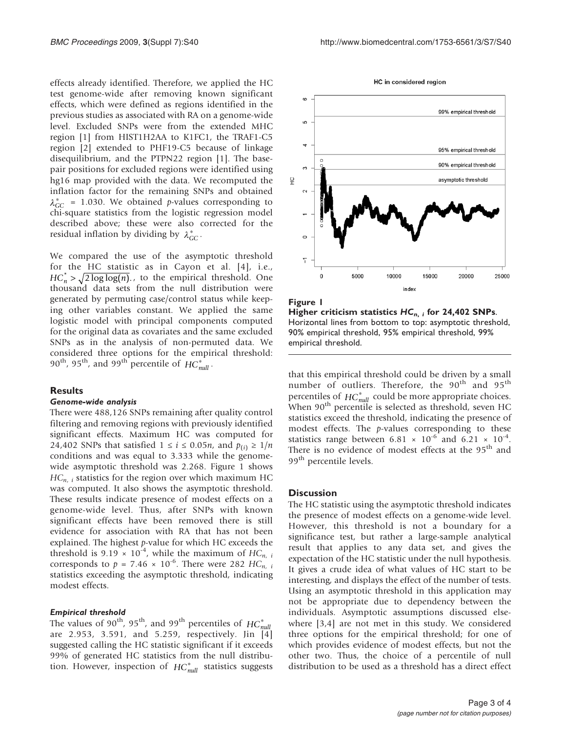effects already identified. Therefore, we applied the HC test genome-wide after removing known significant effects, which were defined as regions identified in the previous studies as associated with RA on a genome-wide level. Excluded SNPs were from the extended MHC region [1] from HIST1H2AA to K1FC1, the TRAF1-C5 region [2] extended to PHF19-C5 because of linkage disequilibrium, and the PTPN22 region [1]. The base-pair positions for excluded regions were identified using hg16 map provided with the data. We recomputed the inflation factor for the remaining SNPs and obtained $\lambda_{GC}^{*}$ = 1.030. We obtained *p*-values corresponding to chi-square statistics from the logistic regression model described above; these were also corrected for the residual inflation by dividing by $\lambda_{GC}^{*}$.

We compared the use of the asymptotic threshold for the HC statistic as in Cayon et al. [4], i.e., $HC_n^* > \sqrt{2\log\log(n)}$., to the empirical threshold. One thousand data sets from the null distribution were generated by permuting case/control status while keeping other variables constant. We applied the same logistic model with principal components computed for the original data as covariates and the same excluded SNPs as in the analysis of non-permuted data. We considered three options for the empirical threshold: 90th, 95th, and 99th percentile of $HC_{null}^*$.

## Results

### *Genome-wide analysis*

There were 488,126 SNPs remaining after quality control filtering and removing regions with previously identified significant effects. Maximum HC was computed for 24,402 SNPs that satisfied $1 \leq i \leq 0.05n$, and $p_{(i)} \geq 1/n$ conditions and was equal to 3.333 while the genome-wide asymptotic threshold was 2.268. Figure 1 shows $HC_{n,\ i}$ statistics for the region over which maximum HC was computed. It also shows the asymptotic threshold. These results indicate presence of modest effects on a genome-wide level. Thus, after SNPs with known significant effects have been removed there is still evidence for association with RA that has not been explained. The highest *p*-value for which HC exceeds the threshold is $9.19 \times 10^{-4}$, while the maximum of $HC_{n,\ i}$ corresponds to $p = 7.46 \times 10^{-6}$. There were 282 $HC_{n,\ i}$ statistics exceeding the asymptotic threshold, indicating modest effects.

### *Empirical threshold*

The values of 90th, 95th, and 99th percentiles of $HC_{null}^*$ are 2.953, 3.591, and 5.259, respectively. Jin [4] suggested calling the HC statistic significant if it exceeds 99% of generated HC statistics from the null distribution. However, inspection of $HC_{null}^*$ statistics suggests

**Figure 1**
**Higher criticism statistics $HC_{n,\ i}$ for 24,402 SNPs.** Horizontal lines from bottom to top: asymptotic threshold, 90% empirical threshold, 95% empirical threshold, 99% empirical threshold.

that this empirical threshold could be driven by a small number of outliers. Therefore, the 90th and 95th percentiles of $HC_{null}^*$ could be more appropriate choices. When 90th percentile is selected as threshold, seven HC statistics exceed the threshold, indicating the presence of modest effects. The *p*-values corresponding to these statistics range between $6.81 \times 10^{-6}$ and $6.21 \times 10^{-4}$. There is no evidence of modest effects at the 95th and 99th percentile levels.

## Discussion

The HC statistic using the asymptotic threshold indicates the presence of modest effects on a genome-wide level. However, this threshold is not a boundary for a significance test, but rather a large-sample analytical result that applies to any data set, and gives the expectation of the HC statistic under the null hypothesis. It gives a crude idea of what values of HC start to be interesting, and displays the effect of the number of tests. Using an asymptotic threshold in this application may not be appropriate due to dependency between the individuals. Asymptotic assumptions discussed elsewhere [3,4] are not met in this study. We considered three options for the empirical threshold; for one of which provides evidence of modest effects, but not the other two. Thus, the choice of a percentile of null distribution to be used as a threshold has a direct effect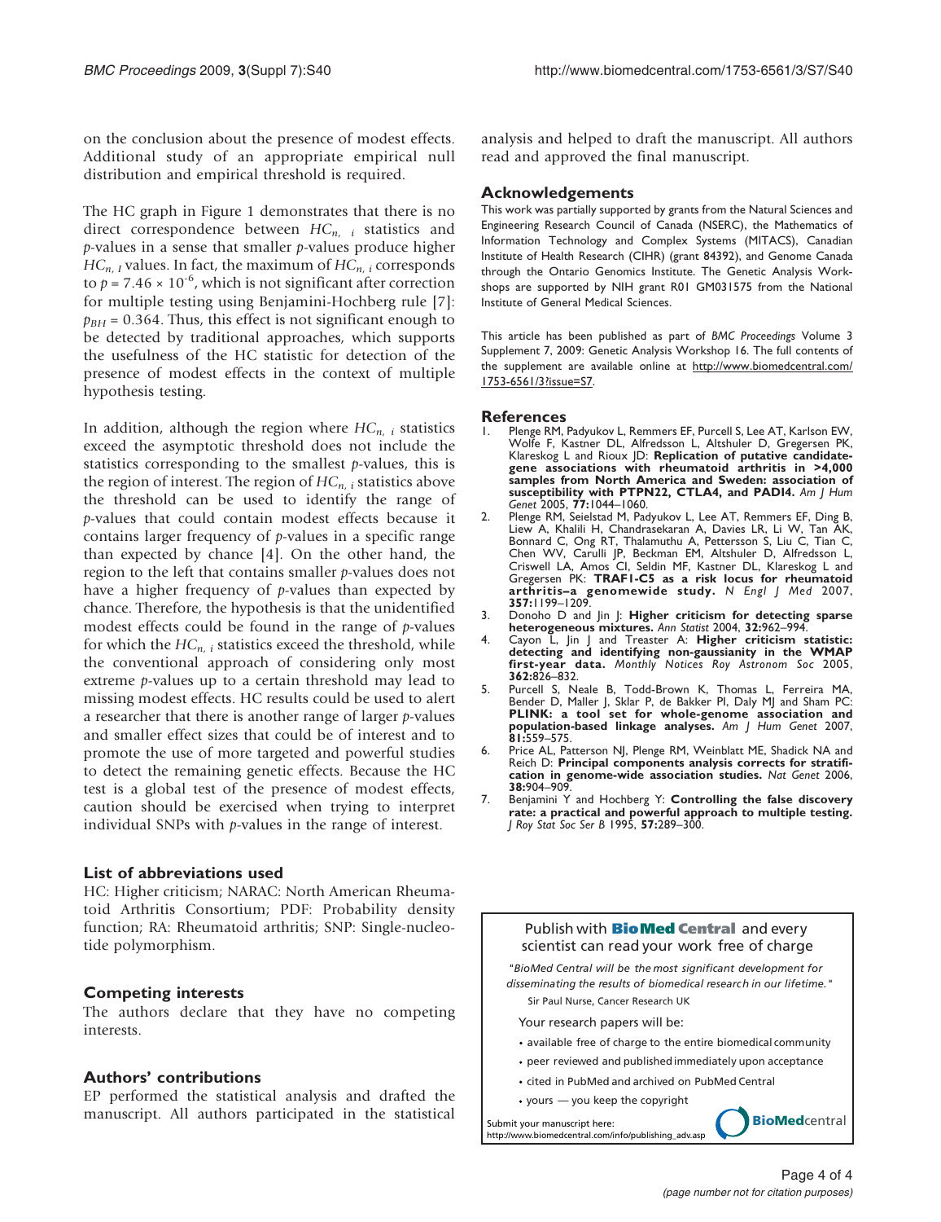on the conclusion about the presence of modest effects. Additional study of an appropriate empirical null distribution and empirical threshold is required.

The HC graph in Figure 1 demonstrates that there is no direct correspondence between $HC_{n,\ i}$ statistics and $p$-values in a sense that smaller $p$-values produce higher $HC_{n,\ I}$ values. In fact, the maximum of $HC_{n,\ i}$ corresponds to $p = 7.46 \times 10^{-6}$, which is not significant after correction for multiple testing using Benjamini-Hochberg rule [7]: $p_{BH} = 0.364$. Thus, this effect is not significant enough to be detected by traditional approaches, which supports the usefulness of the HC statistic for detection of the presence of modest effects in the context of multiple hypothesis testing.

In addition, although the region where $HC_{n,\ i}$ statistics exceed the asymptotic threshold does not include the statistics corresponding to the smallest $p$-values, this is the region of interest. The region of $HC_{n,\ i}$ statistics above the threshold can be used to identify the range of $p$-values that could contain modest effects because it contains larger frequency of $p$-values in a specific range than expected by chance [4]. On the other hand, the region to the left that contains smaller $p$-values does not have a higher frequency of $p$-values than expected by chance. Therefore, the hypothesis is that the unidentified modest effects could be found in the range of $p$-values for which the $HC_{n,\ i}$ statistics exceed the threshold, while the conventional approach of considering only most extreme $p$-values up to a certain threshold may lead to missing modest effects. HC results could be used to alert a researcher that there is another range of larger $p$-values and smaller effect sizes that could be of interest and to promote the use of more targeted and powerful studies to detect the remaining genetic effects. Because the HC test is a global test of the presence of modest effects, caution should be exercised when trying to interpret individual SNPs with $p$-values in the range of interest.

## List of abbreviations used

HC: Higher criticism; NARAC: North American Rheumatoid Arthritis Consortium; PDF: Probability density function; RA: Rheumatoid arthritis; SNP: Single-nucleotide polymorphism.

## Competing interests

The authors declare that they have no competing interests.

## Authors' contributions

EP performed the statistical analysis and drafted the manuscript. All authors participated in the statistical analysis and helped to draft the manuscript. All authors read and approved the final manuscript.

## Acknowledgements

This work was partially supported by grants from the Natural Sciences and Engineering Research Council of Canada (NSERC), the Mathematics of Information Technology and Complex Systems (MITACS), Canadian Institute of Health Research (CIHR) (grant 84392), and Genome Canada through the Ontario Genomics Institute. The Genetic Analysis Workshops are supported by NIH grant R01 GM031575 from the National Institute of General Medical Sciences.

This article has been published as part of *BMC Proceedings* Volume 3 Supplement 7, 2009: Genetic Analysis Workshop 16. The full contents of the supplement are available online at http://www.biomedcentral.com/1753-6561/3?issue=S7.

## References

1. Plenge RM, Padyukov L, Remmers EF, Purcell S, Lee AT, Karlson EW, Wolfe F, Kastner DL, Alfredsson L, Altshuler D, Gregersen PK, Klareskog L and Rioux JD: **Replication of putative candidate-gene associations with rheumatoid arthritis in >4,000 samples from North America and Sweden: association of susceptibility with PTPN22, CTLA4, and PADI4.** *Am J Hum Genet* 2005, **77:**1044–1060.
2. Plenge RM, Seielstad M, Padyukov L, Lee AT, Remmers EF, Ding B, Liew A, Khalili H, Chandrasekaran A, Davies LR, Li W, Tan AK, Bonnard C, Ong RT, Thalamuthu A, Pettersson S, Liu C, Tian C, Chen WV, Carulli JP, Beckman EM, Altshuler D, Alfredsson L, Criswell LA, Amos CI, Seldin MF, Kastner DL, Klareskog L and Gregersen PK: **TRAF1-C5 as a risk locus for rheumatoid arthritis–a genomewide study.** *N Engl J Med* 2007, **357:**1199–1209.
3. Donoho D and Jin J: **Higher criticism for detecting sparse heterogeneous mixtures.** *Ann Statist* 2004, **32:**962–994.
4. Cayon L, Jin J and Treaster A: **Higher criticism statistic: detecting and identifying non-gaussianity in the WMAP first-year data.** *Monthly Notices Roy Astronom Soc* 2005, **362:**826–832.
5. Purcell S, Neale B, Todd-Brown K, Thomas L, Ferreira MA, Bender D, Maller J, Sklar P, de Bakker PI, Daly MJ and Sham PC: **PLINK: a tool set for whole-genome association and population-based linkage analyses.** *Am J Hum Genet* 2007, **81:**559–575.
6. Price AL, Patterson NJ, Plenge RM, Weinblatt ME, Shadick NA and Reich D: **Principal components analysis corrects for stratification in genome-wide association studies.** *Nat Genet* 2006, **38:**904–909.
7. Benjamini Y and Hochberg Y: **Controlling the false discovery rate: a practical and powerful approach to multiple testing.** *J Roy Stat Soc Ser B* 1995, **57:**289–300.

Publish with **BioMed Central** and every scientist can read your work free of charge

*"BioMed Central will be the most significant development for disseminating the results of biomedical research in our lifetime."*

Sir Paul Nurse, Cancer Research UK

Your research papers will be:

- available free of charge to the entire biomedical community
- peer reviewed and published immediately upon acceptance
- cited in PubMed and archived on PubMed Central
- yours — you keep the copyright

Submit your manuscript here:
http://www.biomedcentral.com/info/publishing_adv.asp

**BioMed**central